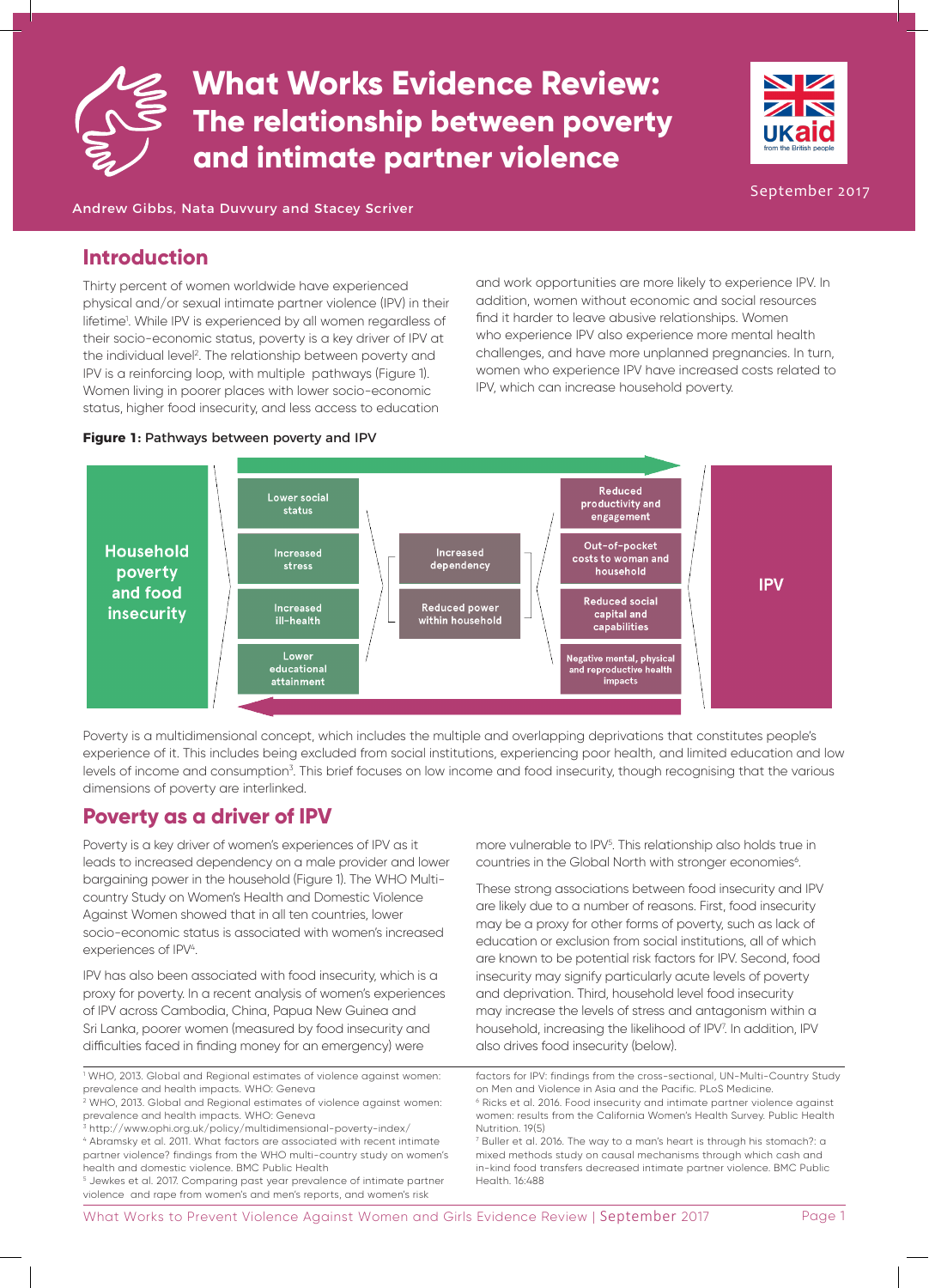# What Works Evidence Review: The relationship between poverty and intimate partner violence

Andrew Gibbs, Nata Duvvury and Stacey Scriver

September 2017

## Introduction

Thirty percent of women worldwide have experienced physical and/or sexual intimate partner violence (IPV) in their lifetime[1]. While IPV is experienced by all women regardless of their socio-economic status, poverty is a key driver of IPV at the individual level[2]. The relationship between poverty and IPV is a reinforcing loop, with multiple pathways (Figure 1). Women living in poorer places with lower socio-economic status, higher food insecurity, and less access to education and work opportunities are more likely to experience IPV. In addition, women without economic and social resources find it harder to leave abusive relationships. Women who experience IPV also experience more mental health challenges, and have more unplanned pregnancies. In turn, women who experience IPV have increased costs related to IPV, which can increase household poverty.

**Figure 1:** Pathways between poverty and IPV

| Household poverty and food insecurity | | | | IPV |
|---|---|---|---|---|
| | Lower social status | Increased dependency | Reduced productivity and engagement | |
| | Increased stress | Reduced power within household | Out-of-pocket costs to woman and household | |
| | Increased ill-health | | Reduced social capital and capabilities | |
| | Lower educational attainment | | Negative mental, physical and reproductive health impacts | |

Poverty is a multidimensional concept, which includes the multiple and overlapping deprivations that constitutes people's experience of it. This includes being excluded from social institutions, experiencing poor health, and limited education and low levels of income and consumption[3]. This brief focuses on low income and food insecurity, though recognising that the various dimensions of poverty are interlinked.

## Poverty as a driver of IPV

Poverty is a key driver of women's experiences of IPV as it leads to increased dependency on a male provider and lower bargaining power in the household (Figure 1). The WHO Multi-country Study on Women's Health and Domestic Violence Against Women showed that in all ten countries, lower socio-economic status is associated with women's increased experiences of IPV[4].

IPV has also been associated with food insecurity, which is a proxy for poverty. In a recent analysis of women's experiences of IPV across Cambodia, China, Papua New Guinea and Sri Lanka, poorer women (measured by food insecurity and difficulties faced in finding money for an emergency) were more vulnerable to IPV[5]. This relationship also holds true in countries in the Global North with stronger economies[6].

These strong associations between food insecurity and IPV are likely due to a number of reasons. First, food insecurity may be a proxy for other forms of poverty, such as lack of education or exclusion from social institutions, all of which are known to be potential risk factors for IPV. Second, food insecurity may signify particularly acute levels of poverty and deprivation. Third, household level food insecurity may increase the levels of stress and antagonism within a household, increasing the likelihood of IPV[7]. In addition, IPV also drives food insecurity (below).

[1] WHO, 2013. Global and Regional estimates of violence against women: prevalence and health impacts. WHO: Geneva
[2] WHO, 2013. Global and Regional estimates of violence against women: prevalence and health impacts. WHO: Geneva
[3] http://www.ophi.org.uk/policy/multidimensional-poverty-index/
[4] Abramsky et al. 2011. What factors are associated with recent intimate partner violence? findings from the WHO multi-country study on women's health and domestic violence. BMC Public Health
[5] Jewkes et al. 2017. Comparing past year prevalence of intimate partner violence and rape from women's and men's reports, and women's risk factors for IPV: findings from the cross-sectional, UN-Multi-Country Study on Men and Violence in Asia and the Pacific. PLoS Medicine.
[6] Ricks et al. 2016. Food insecurity and intimate partner violence against women: results from the California Women's Health Survey. Public Health Nutrition. 19(5)
[7] Buller et al. 2016. The way to a man's heart is through his stomach?: a mixed methods study on causal mechanisms through which cash and in-kind food transfers decreased intimate partner violence. BMC Public Health. 16:488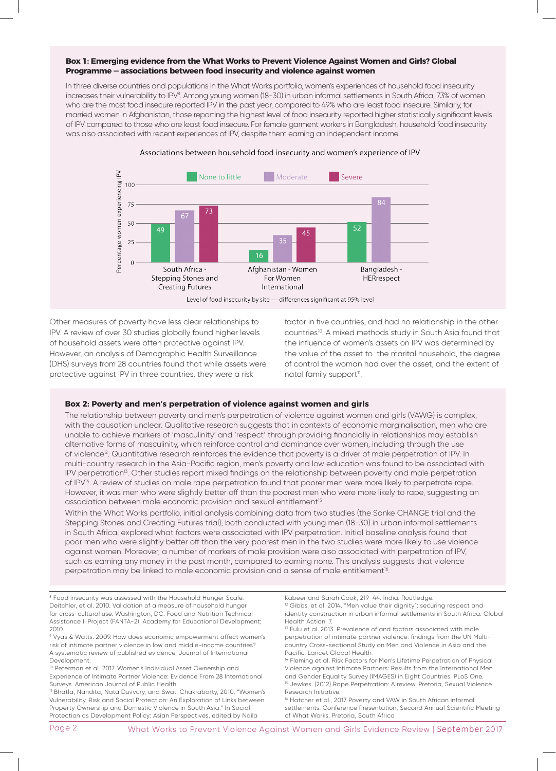### Box 1: Emerging evidence from the What Works to Prevent Violence Against Women and Girls? Global Programme – associations between food insecurity and violence against women

In three diverse countries and populations in the What Works portfolio, women's experiences of household food insecurity increases their vulnerability to IPV[8]. Among young women (18-30) in urban informal settlements in South Africa, 73% of women who are the most food insecure reported IPV in the past year, compared to 49% who are least food insecure. Similarly, for married women in Afghanistan, those reporting the highest level of food insecurity reported higher statistically significant levels of IPV compared to those who are least food insecure. For female garment workers in Bangladesh, household food insecurity was also associated with recent experiences of IPV, despite them earning an independent income.

Associations between household food insecurity and women's experience of IPV

| Site | None to little | Moderate | Severe |
|---|---|---|---|
| South Africa - Stepping Stones and Creating Futures | 49 | 67 | 73 |
| Afghanistan - Women For Women International | 16 | 35 | 45 |
| Bangladesh - HERrespect | 52 | 84 | |

Percentage women experiencing IPV. Level of food insecurity by site — differences significant at 95% level

Other measures of poverty have less clear relationships to IPV. A review of over 30 studies globally found higher levels of household assets were often protective against IPV. However, an analysis of Demographic Health Surveillance (DHS) surveys from 28 countries found that while assets were protective against IPV in three countries, they were a risk factor in five countries, and had no relationship in the other countries[10]. A mixed methods study in South Asia found that the influence of women's assets on IPV was determined by the value of the asset to the marital household, the degree of control the woman had over the asset, and the extent of natal family support[11].

### Box 2: Poverty and men's perpetration of violence against women and girls

The relationship between poverty and men's perpetration of violence against women and girls (VAWG) is complex, with the causation unclear. Qualitative research suggests that in contexts of economic marginalisation, men who are unable to achieve markers of 'masculinity' and 'respect' through providing financially in relationships may establish alternative forms of masculinity, which reinforce control and dominance over women, including through the use of violence[12]. Quantitative research reinforces the evidence that poverty is a driver of male perpetration of IPV. In multi-country research in the Asia-Pacific region, men's poverty and low education was found to be associated with IPV perpetration[13]. Other studies report mixed findings on the relationship between poverty and male perpetration of IPV[14]. A review of studies on male rape perpetration found that poorer men were more likely to perpetrate rape. However, it was men who were slightly better off than the poorest men who were more likely to rape, suggesting an association between male economic provision and sexual entitlement[15].

Within the What Works portfolio, initial analysis combining data from two studies (the Sonke CHANGE trial and the Stepping Stones and Creating Futures trial), both conducted with young men (18-30) in urban informal settlements in South Africa, explored what factors were associated with IPV perpetration. Initial baseline analysis found that poor men who were slightly better off than the very poorest men in the two studies were more likely to use violence against women. Moreover, a number of markers of male provision were also associated with perpetration of IPV, such as earning any money in the past month, compared to earning none. This analysis suggests that violence perpetration may be linked to male economic provision and a sense of male entitlement[16].

---

[8] Food insecurity was assessed with the Household Hunger Scale. Deitchler, et al. 2010. Validation of a measure of household hunger for cross-cultural use. Washington, DC: Food and Nutrition Technical Assistance II Project (FANTA-2), Academy for Educational Development; 2010.

[9] Vyas & Watts. 2009. How does economic empowerment affect women's risk of intimate partner violence in low and middle-income countries? A systematic review of published evidence. Journal of International Development.

[10] Peterman et al. 2017. Women's Individual Asset Ownership and Experience of Intimate Partner Violence: Evidence From 28 International Surveys. American Journal of Public Health.

[11] Bhatla, Nandita, Nata Duvvury, and Swati Chakraborty, 2010, "Women's Vulnerability, Risk and Social Protection: An Exploration of Links between Property Ownership and Domestic Violence in South Asia." In Social Protection as Development Policy: Asian Perspectives, edited by Naila Kabeer and Sarah Cook, 219–44. India: Routledge.

[12] Gibbs, et al. 2014. "Men value their dignity": securing respect and identity construction in urban informal settlements in South Africa. Global Health Action, 7.

[13] Fulu et al. 2013. Prevalence of and factors associated with male perpetration of intimate partner violence: findings from the UN Multi-country Cross-sectional Study on Men and Violence in Asia and the Pacific. Lancet Global Health

[14] Fleming et al. Risk Factors for Men's Lifetime Perpetration of Physical Violence against Intimate Partners: Results from the International Men and Gender Equality Survey (IMAGES) in Eight Countries. PLoS One.

[15] Jewkes. (2012) Rape Perpetration: A review. Pretoria, Sexual Violence Research Initiative.

[16] Hatcher et al., 2017 Poverty and VAW in South African informal settlements. Conference Presentation, Second Annual Scientific Meeting of What Works. Pretoria, South Africa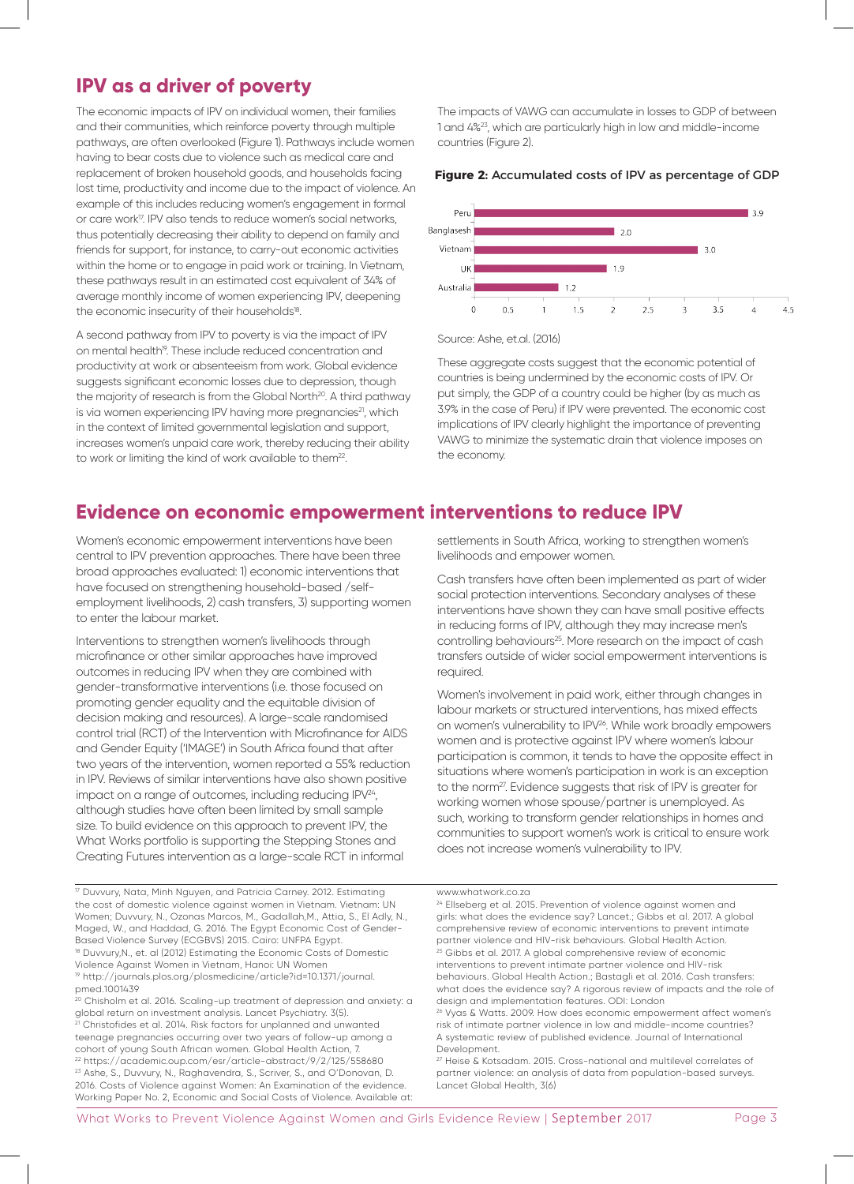## IPV as a driver of poverty

The economic impacts of IPV on individual women, their families and their communities, which reinforce poverty through multiple pathways, are often overlooked (Figure 1). Pathways include women having to bear costs due to violence such as medical care and replacement of broken household goods, and households facing lost time, productivity and income due to the impact of violence. An example of this includes reducing women's engagement in formal or care work[17]. IPV also tends to reduce women's social networks, thus potentially decreasing their ability to depend on family and friends for support, for instance, to carry-out economic activities within the home or to engage in paid work or training. In Vietnam, these pathways result in an estimated cost equivalent of 34% of average monthly income of women experiencing IPV, deepening the economic insecurity of their households[18].

A second pathway from IPV to poverty is via the impact of IPV on mental health[19]. These include reduced concentration and productivity at work or absenteeism from work. Global evidence suggests significant economic losses due to depression, though the majority of research is from the Global North[20]. A third pathway is via women experiencing IPV having more pregnancies[21], which in the context of limited governmental legislation and support, increases women's unpaid care work, thereby reducing their ability to work or limiting the kind of work available to them[22].

The impacts of VAWG can accumulate in losses to GDP of between 1 and 4%[23], which are particularly high in low and middle-income countries (Figure 2).

**Figure 2:** Accumulated costs of IPV as percentage of GDP

| Country | % of GDP |
|---|---|
| Peru | 3.9 |
| Banglasesh | 2.0 |
| Vietnam | 3.0 |
| UK | 1.9 |
| Australia | 1.2 |

Source: Ashe, et.al. (2016)

These aggregate costs suggest that the economic potential of countries is being undermined by the economic costs of IPV. Or put simply, the GDP of a country could be higher (by as much as 3.9% in the case of Peru) if IPV were prevented. The economic cost implications of IPV clearly highlight the importance of preventing VAWG to minimize the systematic drain that violence imposes on the economy.

## Evidence on economic empowerment interventions to reduce IPV

Women's economic empowerment interventions have been central to IPV prevention approaches. There have been three broad approaches evaluated: 1) economic interventions that have focused on strengthening household-based /self-employment livelihoods, 2) cash transfers, 3) supporting women to enter the labour market.

Interventions to strengthen women's livelihoods through microfinance or other similar approaches have improved outcomes in reducing IPV when they are combined with gender-transformative interventions (i.e. those focused on promoting gender equality and the equitable division of decision making and resources). A large-scale randomised control trial (RCT) of the Intervention with Microfinance for AIDS and Gender Equity ('IMAGE') in South Africa found that after two years of the intervention, women reported a 55% reduction in IPV. Reviews of similar interventions have also shown positive impact on a range of outcomes, including reducing IPV[24], although studies have often been limited by small sample size. To build evidence on this approach to prevent IPV, the What Works portfolio is supporting the Stepping Stones and Creating Futures intervention as a large-scale RCT in informal settlements in South Africa, working to strengthen women's livelihoods and empower women.

Cash transfers have often been implemented as part of wider social protection interventions. Secondary analyses of these interventions have shown they can have small positive effects in reducing forms of IPV, although they may increase men's controlling behaviours[25]. More research on the impact of cash transfers outside of wider social empowerment interventions is required.

Women's involvement in paid work, either through changes in labour markets or structured interventions, has mixed effects on women's vulnerability to IPV[26]. While work broadly empowers women and is protective against IPV where women's labour participation is common, it tends to have the opposite effect in situations where women's participation in work is an exception to the norm[27]. Evidence suggests that risk of IPV is greater for working women whose spouse/partner is unemployed. As such, working to transform gender relationships in homes and communities to support women's work is critical to ensure work does not increase women's vulnerability to IPV.

---

[17] Duvvury, Nata, Minh Nguyen, and Patricia Carney. 2012. Estimating the cost of domestic violence against women in Vietnam. Vietnam: UN Women; Duvvury, N., Ozonas Marcos, M., Gadallah,M., Attia, S., El Adly, N., Maged, W., and Haddad, G. 2016. The Egypt Economic Cost of Gender-Based Violence Survey (ECGBVS) 2015. Cairo: UNFPA Egypt.

[18] Duvvury,N., et. al (2012) Estimating the Economic Costs of Domestic Violence Against Women in Vietnam, Hanoi: UN Women

[19] http://journals.plos.org/plosmedicine/article?id=10.1371/journal.pmed.1001439

[20] Chisholm et al. 2016. Scaling-up treatment of depression and anxiety: a global return on investment analysis. Lancet Psychiatry. 3(5).

[21] Christofides et al. 2014. Risk factors for unplanned and unwanted teenage pregnancies occurring over two years of follow-up among a cohort of young South African women. Global Health Action, 7.

[22] https://academic.oup.com/esr/article-abstract/9/2/125/558680

[23] Ashe, S., Duvvury, N., Raghavendra, S., Scriver, S., and O'Donovan, D. 2016. Costs of Violence against Women: An Examination of the evidence. Working Paper No. 2, Economic and Social Costs of Violence. Available at: www.whatwork.co.za

[24] Ellseberg et al. 2015. Prevention of violence against women and girls: what does the evidence say? Lancet.; Gibbs et al. 2017. A global comprehensive review of economic interventions to prevent intimate partner violence and HIV-risk behaviours. Global Health Action.

[25] Gibbs et al. 2017. A global comprehensive review of economic interventions to prevent intimate partner violence and HIV-risk behaviours. Global Health Action.; Bastagli et al. 2016. Cash transfers: what does the evidence say? A rigorous review of impacts and the role of design and implementation features. ODI: London

[26] Vyas & Watts. 2009. How does economic empowerment affect women's risk of intimate partner violence in low and middle-income countries? A systematic review of published evidence. Journal of International Development.

[27] Heise & Kotsadam. 2015. Cross-national and multilevel correlates of partner violence: an analysis of data from population-based surveys. Lancet Global Health, 3(6)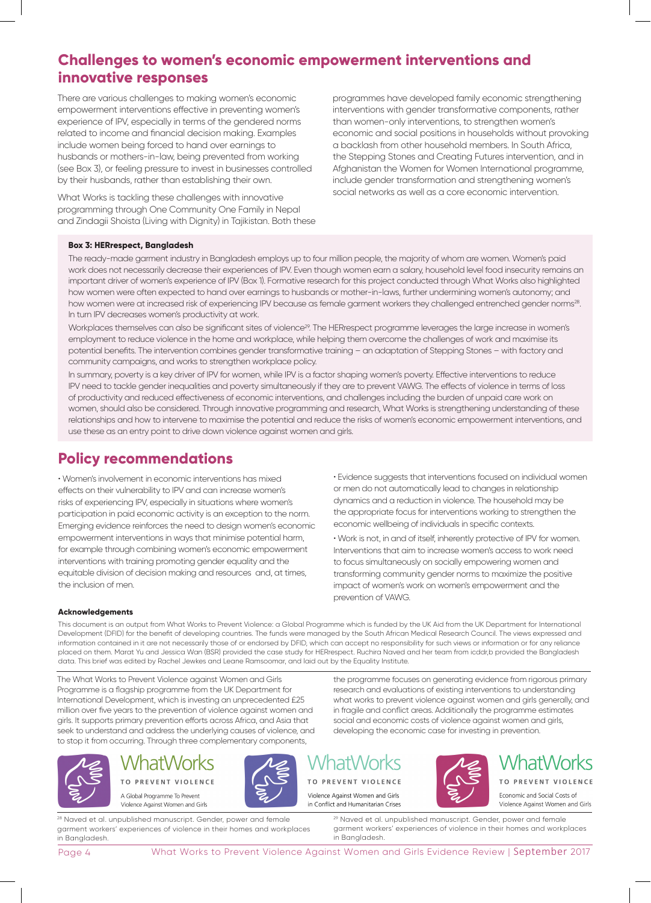## Challenges to women's economic empowerment interventions and innovative responses

There are various challenges to making women's economic empowerment interventions effective in preventing women's experience of IPV, especially in terms of the gendered norms related to income and financial decision making. Examples include women being forced to hand over earnings to husbands or mothers-in-law, being prevented from working (see Box 3), or feeling pressure to invest in businesses controlled by their husbands, rather than establishing their own.

What Works is tackling these challenges with innovative programming through One Community One Family in Nepal and Zindagii Shoista (Living with Dignity) in Tajikistan. Both these programmes have developed family economic strengthening interventions with gender transformative components, rather than women-only interventions, to strengthen women's economic and social positions in households without provoking a backlash from other household members. In South Africa, the Stepping Stones and Creating Futures intervention, and in Afghanistan the Women for Women International programme, include gender transformation and strengthening women's social networks as well as a core economic intervention.

**Box 3: HERrespect, Bangladesh**

The ready-made garment industry in Bangladesh employs up to four million people, the majority of whom are women. Women's paid work does not necessarily decrease their experiences of IPV. Even though women earn a salary, household level food insecurity remains an important driver of women's experience of IPV (Box 1). Formative research for this project conducted through What Works also highlighted how women were often expected to hand over earnings to husbands or mother-in-laws, further undermining women's autonomy; and how women were at increased risk of experiencing IPV because as female garment workers they challenged entrenched gender norms[28]. In turn IPV decreases women's productivity at work.

Workplaces themselves can also be significant sites of violence[29]. The HERrespect programme leverages the large increase in women's employment to reduce violence in the home and workplace, while helping them overcome the challenges of work and maximise its potential benefits. The intervention combines gender transformative training – an adaptation of Stepping Stones – with factory and community campaigns, and works to strengthen workplace policy.

In summary, poverty is a key driver of IPV for women, while IPV is a factor shaping women's poverty. Effective interventions to reduce IPV need to tackle gender inequalities and poverty simultaneously if they are to prevent VAWG. The effects of violence in terms of loss of productivity and reduced effectiveness of economic interventions, and challenges including the burden of unpaid care work on women, should also be considered. Through innovative programming and research, What Works is strengthening understanding of these relationships and how to intervene to maximise the potential and reduce the risks of women's economic empowerment interventions, and use these as an entry point to drive down violence against women and girls.

## Policy recommendations

- Women's involvement in economic interventions has mixed effects on their vulnerability to IPV and can increase women's risks of experiencing IPV, especially in situations where women's participation in paid economic activity is an exception to the norm. Emerging evidence reinforces the need to design women's economic empowerment interventions in ways that minimise potential harm, for example through combining women's economic empowerment interventions with training promoting gender equality and the equitable division of decision making and resources and, at times, the inclusion of men.
- Evidence suggests that interventions focused on individual women or men do not automatically lead to changes in relationship dynamics and a reduction in violence. The household may be the appropriate focus for interventions working to strengthen the economic wellbeing of individuals in specific contexts.
- Work is not, in and of itself, inherently protective of IPV for women. Interventions that aim to increase women's access to work need to focus simultaneously on socially empowering women and transforming community gender norms to maximize the positive impact of women's work on women's empowerment and the prevention of VAWG.

**Acknowledgements**

This document is an output from What Works to Prevent Violence: a Global Programme which is funded by the UK Aid from the UK Department for International Development (DFID) for the benefit of developing countries. The funds were managed by the South African Medical Research Council. The views expressed and information contained in it are not necessarily those of or endorsed by DFID, which can accept no responsibility for such views or information or for any reliance placed on them. Marat Yu and Jessica Wan (BSR) provided the case study for HERrespect. Ruchira Naved and her team from icddr,b provided the Bangladesh data. This brief was edited by Rachel Jewkes and Leane Ramsoomar, and laid out by the Equality Institute.

The What Works to Prevent Violence against Women and Girls Programme is a flagship programme from the UK Department for International Development, which is investing an unprecedented £25 million over five years to the prevention of violence against women and girls. It supports primary prevention efforts across Africa, and Asia that seek to understand and address the underlying causes of violence, and to stop it from occurring. Through three complementary components, the programme focuses on generating evidence from rigorous primary research and evaluations of existing interventions to understanding what works to prevent violence against women and girls generally, and in fragile and conflict areas. Additionally the programme estimates social and economic costs of violence against women and girls, developing the economic case for investing in prevention.

WhatWorks TO PREVENT VIOLENCE – A Global Programme To Prevent Violence Against Women and Girls

WhatWorks TO PREVENT VIOLENCE – Violence Against Women and Girls in Conflict and Humanitarian Crises

WhatWorks TO PREVENT VIOLENCE – Economic and Social Costs of Violence Against Women and Girls

[28] Naved et al. unpublished manuscript. Gender, power and female garment workers' experiences of violence in their homes and workplaces in Bangladesh.

[29] Naved et al. unpublished manuscript. Gender, power and female garment workers' experiences of violence in their homes and workplaces in Bangladesh.